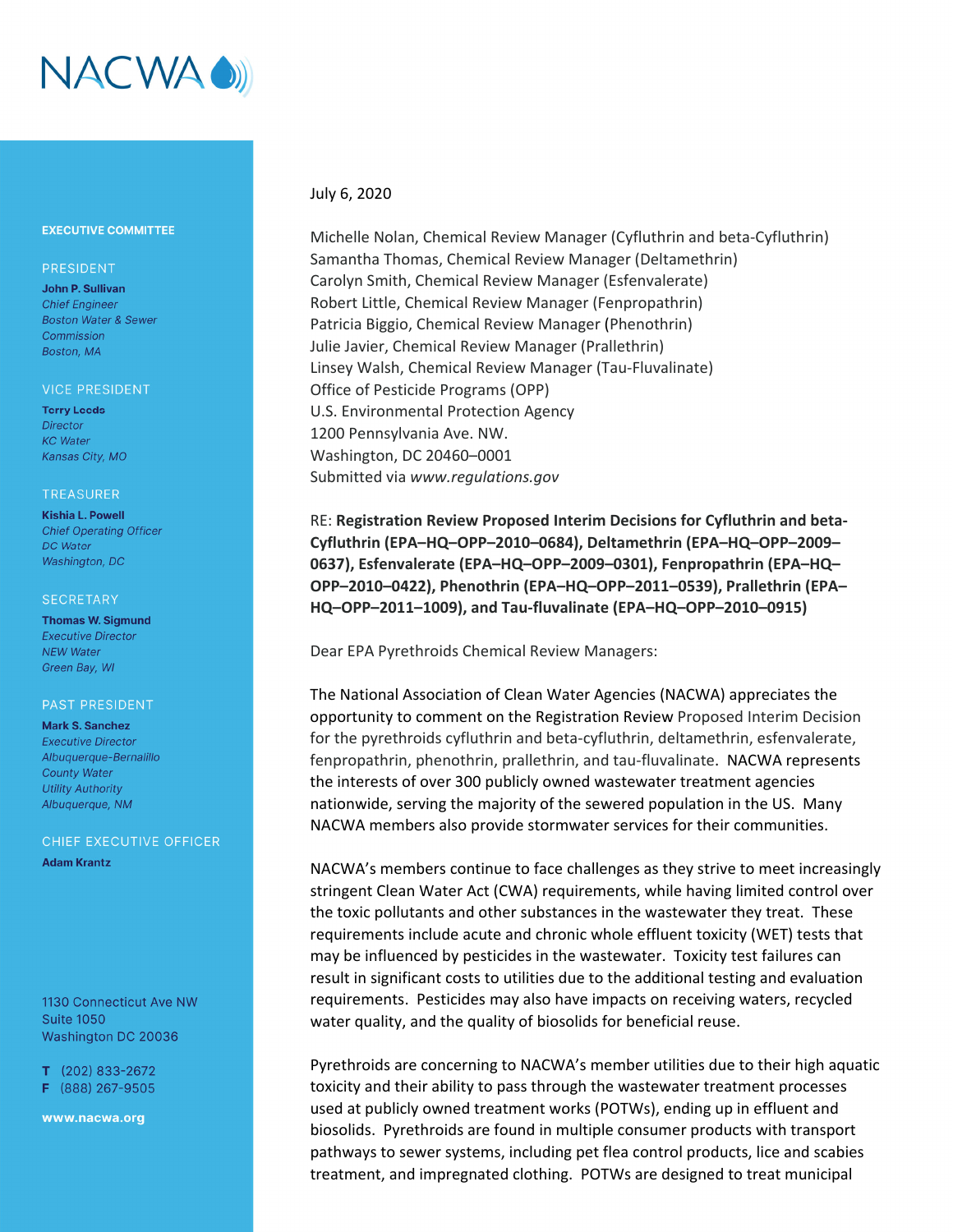# NACWA

**EXECUTIVE COMMITTEE**

PRESIDENT
**John P. Sullivan**
*Chief Engineer*
*Boston Water & Sewer Commission*
*Boston, MA*

VICE PRESIDENT
**Terry Leeds**
*Director*
*KC Water*
*Kansas City, MO*

TREASURER
**Kishia L. Powell**
*Chief Operating Officer*
*DC Water*
*Washington, DC*

SECRETARY
**Thomas W. Sigmund**
*Executive Director*
*NEW Water*
*Green Bay, WI*

PAST PRESIDENT
**Mark S. Sanchez**
*Executive Director*
*Albuquerque-Bernalillo County Water Utility Authority*
*Albuquerque, NM*

CHIEF EXECUTIVE OFFICER
**Adam Krantz**

1130 Connecticut Ave NW
Suite 1050
Washington DC 20036

T (202) 833-2672
F (888) 267-9505

www.nacwa.org

---

July 6, 2020

Michelle Nolan, Chemical Review Manager (Cyfluthrin and beta-Cyfluthrin)
Samantha Thomas, Chemical Review Manager (Deltamethrin)
Carolyn Smith, Chemical Review Manager (Esfenvalerate)
Robert Little, Chemical Review Manager (Fenpropathrin)
Patricia Biggio, Chemical Review Manager (Phenothrin)
Julie Javier, Chemical Review Manager (Prallethrin)
Linsey Walsh, Chemical Review Manager (Tau-Fluvalinate)
Office of Pesticide Programs (OPP)
U.S. Environmental Protection Agency
1200 Pennsylvania Ave. NW.
Washington, DC 20460–0001
Submitted via *www.regulations.gov*

RE: **Registration Review Proposed Interim Decisions for Cyfluthrin and beta-Cyfluthrin (EPA–HQ–OPP–2010–0684), Deltamethrin (EPA–HQ–OPP–2009–0637), Esfenvalerate (EPA–HQ–OPP–2009–0301), Fenpropathrin (EPA–HQ–OPP–2010–0422), Phenothrin (EPA–HQ–OPP–2011–0539), Prallethrin (EPA–HQ–OPP–2011–1009), and Tau-fluvalinate (EPA–HQ–OPP–2010–0915)**

Dear EPA Pyrethroids Chemical Review Managers:

The National Association of Clean Water Agencies (NACWA) appreciates the opportunity to comment on the Registration Review Proposed Interim Decision for the pyrethroids cyfluthrin and beta-cyfluthrin, deltamethrin, esfenvalerate, fenpropathrin, phenothrin, prallethrin, and tau-fluvalinate. NACWA represents the interests of over 300 publicly owned wastewater treatment agencies nationwide, serving the majority of the sewered population in the US. Many NACWA members also provide stormwater services for their communities.

NACWA's members continue to face challenges as they strive to meet increasingly stringent Clean Water Act (CWA) requirements, while having limited control over the toxic pollutants and other substances in the wastewater they treat. These requirements include acute and chronic whole effluent toxicity (WET) tests that may be influenced by pesticides in the wastewater. Toxicity test failures can result in significant costs to utilities due to the additional testing and evaluation requirements. Pesticides may also have impacts on receiving waters, recycled water quality, and the quality of biosolids for beneficial reuse.

Pyrethroids are concerning to NACWA's member utilities due to their high aquatic toxicity and their ability to pass through the wastewater treatment processes used at publicly owned treatment works (POTWs), ending up in effluent and biosolids. Pyrethroids are found in multiple consumer products with transport pathways to sewer systems, including pet flea control products, lice and scabies treatment, and impregnated clothing. POTWs are designed to treat municipal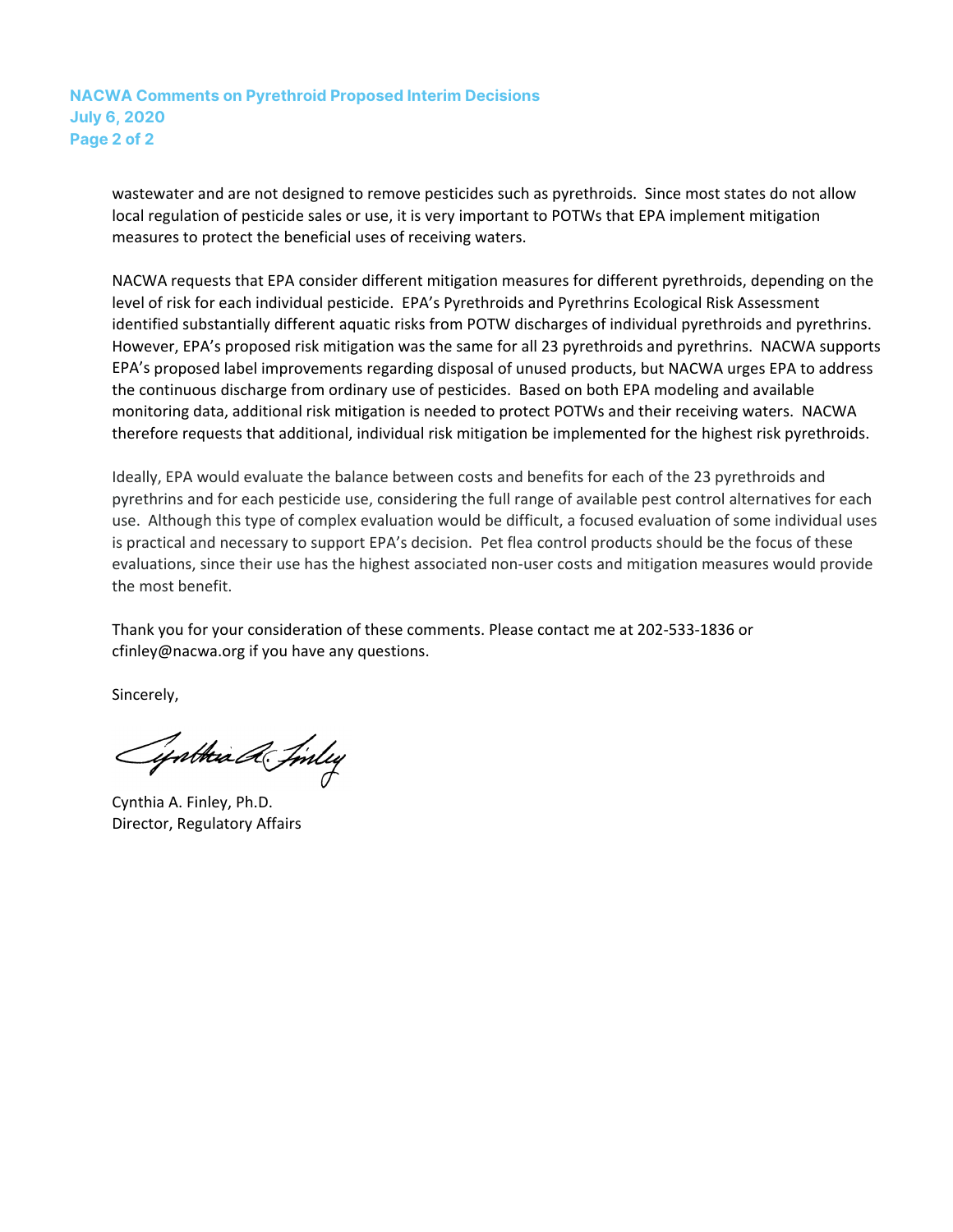wastewater and are not designed to remove pesticides such as pyrethroids. Since most states do not allow local regulation of pesticide sales or use, it is very important to POTWs that EPA implement mitigation measures to protect the beneficial uses of receiving waters.

NACWA requests that EPA consider different mitigation measures for different pyrethroids, depending on the level of risk for each individual pesticide. EPA's Pyrethroids and Pyrethrins Ecological Risk Assessment identified substantially different aquatic risks from POTW discharges of individual pyrethroids and pyrethrins. However, EPA's proposed risk mitigation was the same for all 23 pyrethroids and pyrethrins. NACWA supports EPA's proposed label improvements regarding disposal of unused products, but NACWA urges EPA to address the continuous discharge from ordinary use of pesticides. Based on both EPA modeling and available monitoring data, additional risk mitigation is needed to protect POTWs and their receiving waters. NACWA therefore requests that additional, individual risk mitigation be implemented for the highest risk pyrethroids.

Ideally, EPA would evaluate the balance between costs and benefits for each of the 23 pyrethroids and pyrethrins and for each pesticide use, considering the full range of available pest control alternatives for each use. Although this type of complex evaluation would be difficult, a focused evaluation of some individual uses is practical and necessary to support EPA's decision. Pet flea control products should be the focus of these evaluations, since their use has the highest associated non-user costs and mitigation measures would provide the most benefit.

Thank you for your consideration of these comments. Please contact me at 202-533-1836 or cfinley@nacwa.org if you have any questions.

Sincerely,

Cynthia A. Finley

Cynthia A. Finley, Ph.D.  
Director, Regulatory Affairs